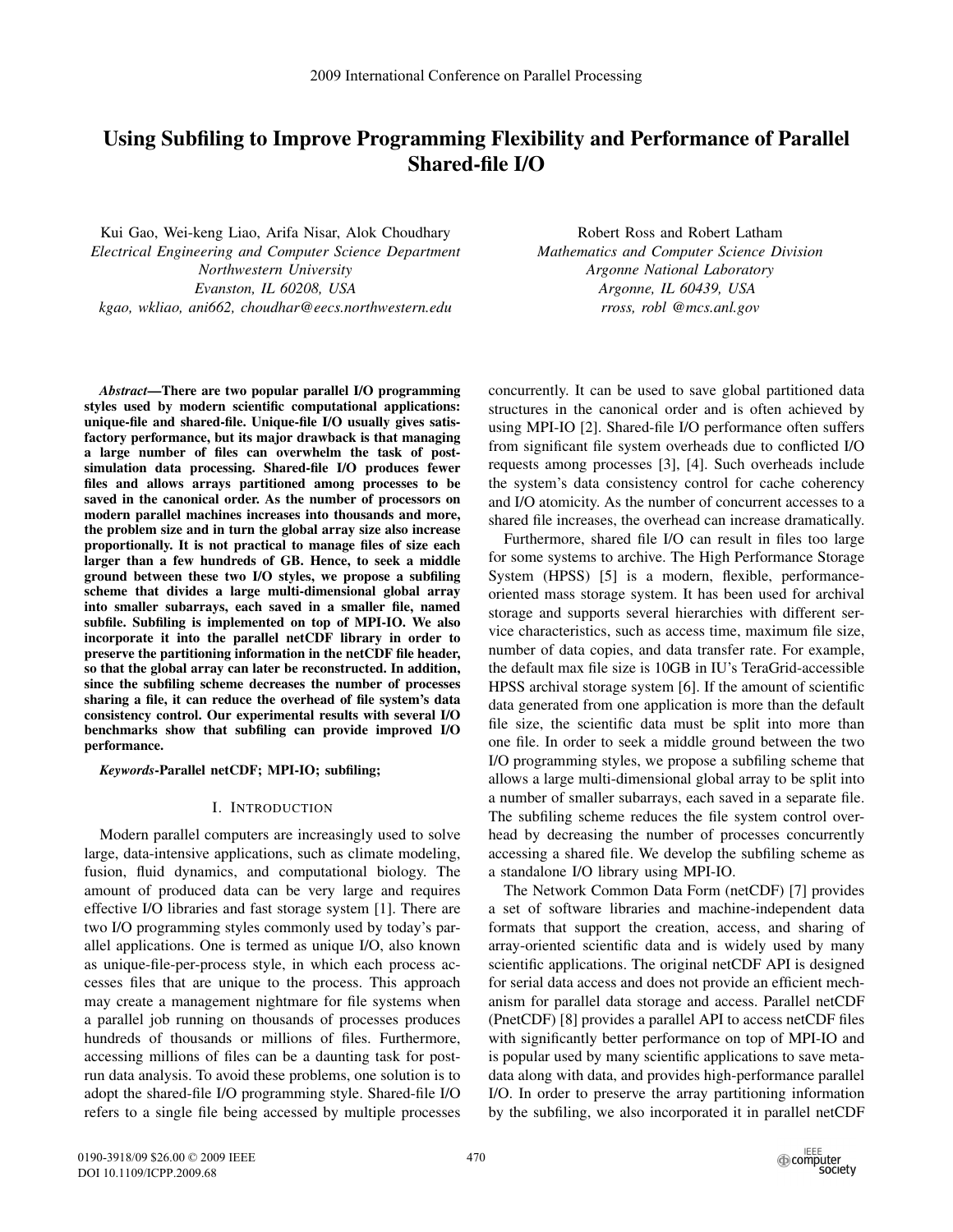# Using Subfiling to Improve Programming Flexibility and Performance of Parallel Shared-file I/O

Kui Gao, Wei-keng Liao, Arifa Nisar, Alok Choudhary
*Electrical Engineering and Computer Science Department*
*Northwestern University*
*Evanston, IL 60208, USA*
*kgao, wkliao, ani662, choudhar@eecs.northwestern.edu*

Robert Ross and Robert Latham
*Mathematics and Computer Science Division*
*Argonne National Laboratory*
*Argonne, IL 60439, USA*
*rross, robl @mcs.anl.gov*

***Abstract*—There are two popular parallel I/O programming styles used by modern scientific computational applications: unique-file and shared-file. Unique-file I/O usually gives satisfactory performance, but its major drawback is that managing a large number of files can overwhelm the task of post-simulation data processing. Shared-file I/O produces fewer files and allows arrays partitioned among processes to be saved in the canonical order. As the number of processors on modern parallel machines increases into thousands and more, the problem size and in turn the global array size also increase proportionally. It is not practical to manage files of size each larger than a few hundreds of GB. Hence, to seek a middle ground between these two I/O styles, we propose a subfiling scheme that divides a large multi-dimensional global array into smaller subarrays, each saved in a smaller file, named subfile. Subfiling is implemented on top of MPI-IO. We also incorporate it into the parallel netCDF library in order to preserve the partitioning information in the netCDF file header, so that the global array can later be reconstructed. In addition, since the subfiling scheme decreases the number of processes sharing a file, it can reduce the overhead of file system's data consistency control. Our experimental results with several I/O benchmarks show that subfiling can provide improved I/O performance.**

***Keywords*-Parallel netCDF; MPI-IO; subfiling;**

## I. Introduction

Modern parallel computers are increasingly used to solve large, data-intensive applications, such as climate modeling, fusion, fluid dynamics, and computational biology. The amount of produced data can be very large and requires effective I/O libraries and fast storage system [1]. There are two I/O programming styles commonly used by today's parallel applications. One is termed as unique I/O, also known as unique-file-per-process style, in which each process accesses files that are unique to the process. This approach may create a management nightmare for file systems when a parallel job running on thousands of processes produces hundreds of thousands or millions of files. Furthermore, accessing millions of files can be a daunting task for post-run data analysis. To avoid these problems, one solution is to adopt the shared-file I/O programming style. Shared-file I/O refers to a single file being accessed by multiple processes concurrently. It can be used to save global partitioned data structures in the canonical order and is often achieved by using MPI-IO [2]. Shared-file I/O performance often suffers from significant file system overheads due to conflicted I/O requests among processes [3], [4]. Such overheads include the system's data consistency control for cache coherency and I/O atomicity. As the number of concurrent accesses to a shared file increases, the overhead can increase dramatically.

Furthermore, shared file I/O can result in files too large for some systems to archive. The High Performance Storage System (HPSS) [5] is a modern, flexible, performance-oriented mass storage system. It has been used for archival storage and supports several hierarchies with different service characteristics, such as access time, maximum file size, number of data copies, and data transfer rate. For example, the default max file size is 10GB in IU's TeraGrid-accessible HPSS archival storage system [6]. If the amount of scientific data generated from one application is more than the default file size, the scientific data must be split into more than one file. In order to seek a middle ground between the two I/O programming styles, we propose a subfiling scheme that allows a large multi-dimensional global array to be split into a number of smaller subarrays, each saved in a separate file. The subfiling scheme reduces the file system control overhead by decreasing the number of processes concurrently accessing a shared file. We develop the subfiling scheme as a standalone I/O library using MPI-IO.

The Network Common Data Form (netCDF) [7] provides a set of software libraries and machine-independent data formats that support the creation, access, and sharing of array-oriented scientific data and is widely used by many scientific applications. The original netCDF API is designed for serial data access and does not provide an efficient mechanism for parallel data storage and access. Parallel netCDF (PnetCDF) [8] provides a parallel API to access netCDF files with significantly better performance on top of MPI-IO and is popular used by many scientific applications to save metadata along with data, and provides high-performance parallel I/O. In order to preserve the array partitioning information by the subfiling, we also incorporated it in parallel netCDF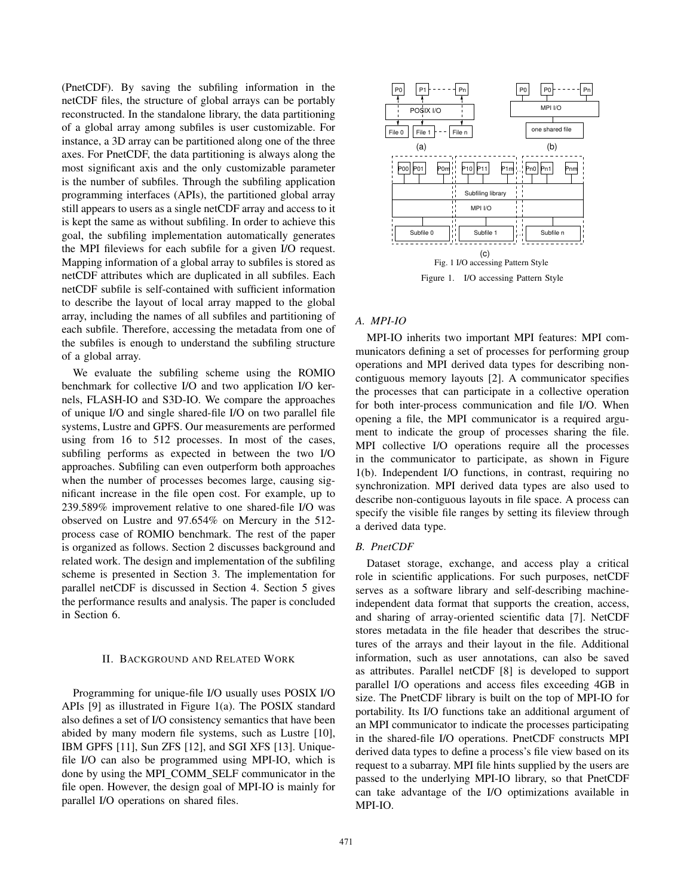(PnetCDF). By saving the subfiling information in the netCDF files, the structure of global arrays can be portably reconstructed. In the standalone library, the data partitioning of a global array among subfiles is user customizable. For instance, a 3D array can be partitioned along one of the three axes. For PnetCDF, the data partitioning is always along the most significant axis and the only customizable parameter is the number of subfiles. Through the subfiling application programming interfaces (APIs), the partitioned global array still appears to users as a single netCDF array and access to it is kept the same as without subfiling. In order to achieve this goal, the subfiling implementation automatically generates the MPI fileviews for each subfile for a given I/O request. Mapping information of a global array to subfiles is stored as netCDF attributes which are duplicated in all subfiles. Each netCDF subfile is self-contained with sufficient information to describe the layout of local array mapped to the global array, including the names of all subfiles and partitioning of each subfile. Therefore, accessing the metadata from one of the subfiles is enough to understand the subfiling structure of a global array.

We evaluate the subfiling scheme using the ROMIO benchmark for collective I/O and two application I/O kernels, FLASH-IO and S3D-IO. We compare the approaches of unique I/O and single shared-file I/O on two parallel file systems, Lustre and GPFS. Our measurements are performed using from 16 to 512 processes. In most of the cases, subfiling performs as expected in between the two I/O approaches. Subfiling can even outperform both approaches when the number of processes becomes large, causing significant increase in the file open cost. For example, up to 239.589% improvement relative to one shared-file I/O was observed on Lustre and 97.654% on Mercury in the 512-process case of ROMIO benchmark. The rest of the paper is organized as follows. Section 2 discusses background and related work. The design and implementation of the subfiling scheme is presented in Section 3. The implementation for parallel netCDF is discussed in Section 4. Section 5 gives the performance results and analysis. The paper is concluded in Section 6.

## II. Background and Related Work

Programming for unique-file I/O usually uses POSIX I/O APIs [9] as illustrated in Figure 1(a). The POSIX standard also defines a set of I/O consistency semantics that have been abided by many modern file systems, such as Lustre [10], IBM GPFS [11], Sun ZFS [12], and SGI XFS [13]. Unique-file I/O can also be programmed using MPI-IO, which is done by using the MPI_COMM_SELF communicator in the file open. However, the design goal of MPI-IO is mainly for parallel I/O operations on shared files.

Fig. 1 I/O accessing Pattern Style

Figure 1. I/O accessing Pattern Style

### A. MPI-IO

MPI-IO inherits two important MPI features: MPI communicators defining a set of processes for performing group operations and MPI derived data types for describing non-contiguous memory layouts [2]. A communicator specifies the processes that can participate in a collective operation for both inter-process communication and file I/O. When opening a file, the MPI communicator is a required argument to indicate the group of processes sharing the file. MPI collective I/O operations require all the processes in the communicator to participate, as shown in Figure 1(b). Independent I/O functions, in contrast, requiring no synchronization. MPI derived data types are also used to describe non-contiguous layouts in file space. A process can specify the visible file ranges by setting its fileview through a derived data type.

### B. PnetCDF

Dataset storage, exchange, and access play a critical role in scientific applications. For such purposes, netCDF serves as a software library and self-describing machine-independent data format that supports the creation, access, and sharing of array-oriented scientific data [7]. NetCDF stores metadata in the file header that describes the structures of the arrays and their layout in the file. Additional information, such as user annotations, can also be saved as attributes. Parallel netCDF [8] is developed to support parallel I/O operations and access files exceeding 4GB in size. The PnetCDF library is built on the top of MPI-IO for portability. Its I/O functions take an additional argument of an MPI communicator to indicate the processes participating in the shared-file I/O operations. PnetCDF constructs MPI derived data types to define a process's file view based on its request to a subarray. MPI file hints supplied by the users are passed to the underlying MPI-IO library, so that PnetCDF can take advantage of the I/O optimizations available in MPI-IO.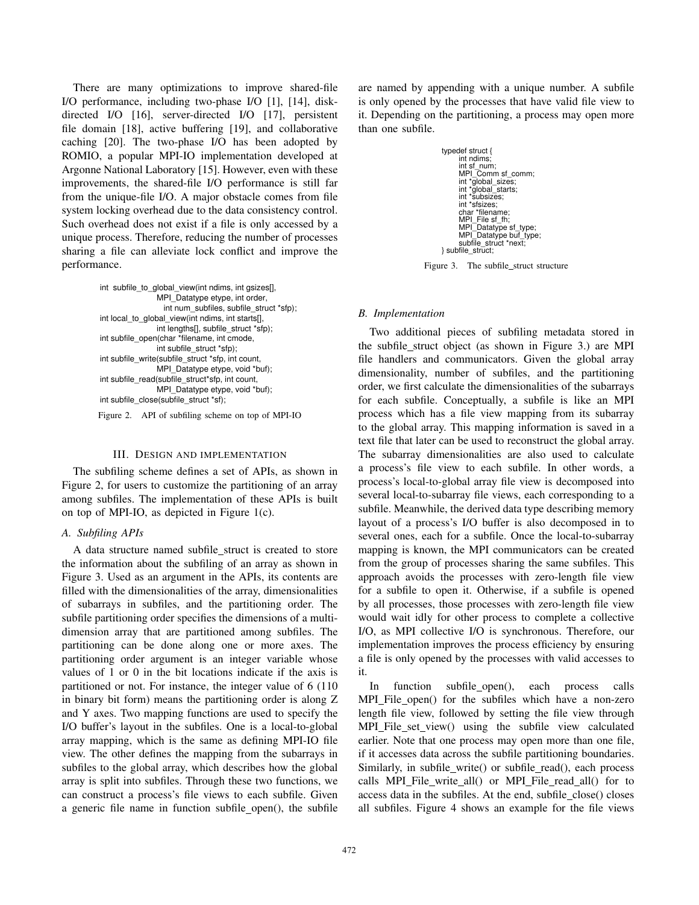There are many optimizations to improve shared-file I/O performance, including two-phase I/O [1], [14], disk-directed I/O [16], server-directed I/O [17], persistent file domain [18], active buffering [19], and collaborative caching [20]. The two-phase I/O has been adopted by ROMIO, a popular MPI-IO implementation developed at Argonne National Laboratory [15]. However, even with these improvements, the shared-file I/O performance is still far from the unique-file I/O. A major obstacle comes from file system locking overhead due to the data consistency control. Such overhead does not exist if a file is only accessed by a unique process. Therefore, reducing the number of processes sharing a file can alleviate lock conflict and improve the performance.

```
int  subfile_to_global_view(int ndims, int gsizes[],
                  MPI_Datatype etype, int order,
                     int num_subfiles, subfile_struct *sfp);
int local_to_global_view(int ndims, int starts[],
                  int lengths[], subfile_struct *sfp);
int subfile_open(char *filename, int cmode,
                  int subfile_struct *sfp);
int subfile_write(subfile_struct *sfp, int count,
                  MPI_Datatype etype, void *buf);
int subfile_read(subfile_struct*sfp, int count,
                  MPI_Datatype etype, void *buf);
int subfile_close(subfile_struct *sf);
```

Figure 2. API of subfiling scheme on top of MPI-IO

## III. Design and implementation

The subfiling scheme defines a set of APIs, as shown in Figure 2, for users to customize the partitioning of an array among subfiles. The implementation of these APIs is built on top of MPI-IO, as depicted in Figure 1(c).

### A. Subfiling APIs

A data structure named subfile_struct is created to store the information about the subfiling of an array as shown in Figure 3. Used as an argument in the APIs, its contents are filled with the dimensionalities of the array, dimensionalities of subarrays in subfiles, and the partitioning order. The subfile partitioning order specifies the dimensions of a multi-dimension array that are partitioned among subfiles. The partitioning can be done along one or more axes. The partitioning order argument is an integer variable whose values of 1 or 0 in the bit locations indicate if the axis is partitioned or not. For instance, the integer value of 6 (110 in binary bit form) means the partitioning order is along Z and Y axes. Two mapping functions are used to specify the I/O buffer's layout in the subfiles. One is a local-to-global array mapping, which is the same as defining MPI-IO file view. The other defines the mapping from the subarrays in subfiles to the global array, which describes how the global array is split into subfiles. Through these two functions, we can construct a process's file views to each subfile. Given a generic file name in function subfile_open(), the subfile are named by appending with a unique number. A subfile is only opened by the processes that have valid file view to it. Depending on the partitioning, a process may open more than one subfile.

```
typedef struct {
      int ndims;
      int sf_num;
      MPI_Comm sf_comm;
      int *global_sizes;
      int *global_starts;
      int *subsizes;
      int *sfsizes;
      char *filename;
      MPI_File sf_fh;
      MPI_Datatype sf_type;
      MPI_Datatype buf_type;
      subfile_struct *next;
} subfile_struct;
```

Figure 3. The subfile_struct structure

### B. Implementation

Two additional pieces of subfiling metadata stored in the subfile_struct object (as shown in Figure 3.) are MPI file handlers and communicators. Given the global array dimensionality, number of subfiles, and the partitioning order, we first calculate the dimensionalities of the subarrays for each subfile. Conceptually, a subfile is like an MPI process which has a file view mapping from its subarray to the global array. This mapping information is saved in a text file that later can be used to reconstruct the global array. The subarray dimensionalities are also used to calculate a process's file view to each subfile. In other words, a process's local-to-global array file view is decomposed into several local-to-subarray file views, each corresponding to a subfile. Meanwhile, the derived data type describing memory layout of a process's I/O buffer is also decomposed in to several ones, each for a subfile. Once the local-to-subarray mapping is known, the MPI communicators can be created from the group of processes sharing the same subfiles. This approach avoids the processes with zero-length file view for a subfile to open it. Otherwise, if a subfile is opened by all processes, those processes with zero-length file view would wait idly for other process to complete a collective I/O, as MPI collective I/O is synchronous. Therefore, our implementation improves the process efficiency by ensuring a file is only opened by the processes with valid accesses to it.

In function subfile_open(), each process calls MPI_File_open() for the subfiles which have a non-zero length file view, followed by setting the file view through MPI_File_set_view() using the subfile view calculated earlier. Note that one process may open more than one file, if it accesses data across the subfile partitioning boundaries. Similarly, in subfile_write() or subfile_read(), each process calls MPI_File_write_all() or MPI_File_read_all() for to access data in the subfiles. At the end, subfile_close() closes all subfiles. Figure 4 shows an example for the file views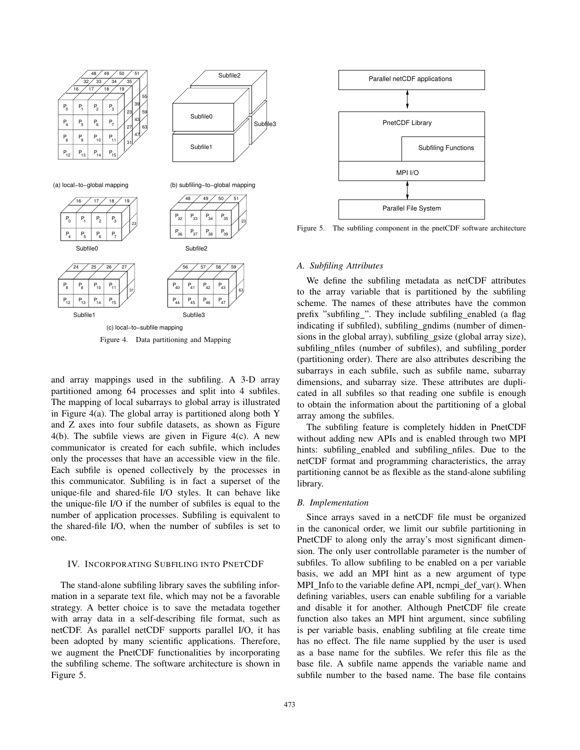(a) local−to−global mapping

(b) subfiling−to−global mapping

(c) local−to−subfile mapping

Figure 4. Data partitioning and Mapping

and array mappings used in the subfiling. A 3-D array partitioned among 64 processes and split into 4 subfiles. The mapping of local subarrays to global array is illustrated in Figure 4(a). The global array is partitioned along both Y and Z axes into four subfile datasets, as shown as Figure 4(b). The subfile views are given in Figure 4(c). A new communicator is created for each subfile, which includes only the processes that have an accessible view in the file. Each subfile is opened collectively by the processes in this communicator. Subfiling is in fact a superset of the unique-file and shared-file I/O styles. It can behave like the unique-file I/O if the number of subfiles is equal to the number of application processes. Subfiling is equivalent to the shared-file I/O, when the number of subfiles is set to one.

## IV. Incorporating Subfiling into PnetCDF

The stand-alone subfiling library saves the subfiling information in a separate text file, which may not be a favorable strategy. A better choice is to save the metadata together with array data in a self-describing file format, such as netCDF. As parallel netCDF supports parallel I/O, it has been adopted by many scientific applications. Therefore, we augment the PnetCDF functionalities by incorporating the subfiling scheme. The software architecture is shown in Figure 5.

Figure 5. The subfiling component in the pnetCDF software architecture

### A. Subfiling Attributes

We define the subfiling metadata as netCDF attributes to the array variable that is partitioned by the subfiling scheme. The names of these attributes have the common prefix "subfiling_". They include subfiling_enabled (a flag indicating if subfiled), subfiling_gndims (number of dimensions in the global array), subfiling_gsize (global array size), subfiling_nfiles (number of subfiles), and subfiling_porder (partitioning order). There are also attributes describing the subarrays in each subfile, such as subfile name, subarray dimensions, and subarray size. These attributes are duplicated in all subfiles so that reading one subfile is enough to obtain the information about the partitioning of a global array among the subfiles.

The subfiling feature is completely hidden in PnetCDF without adding new APIs and is enabled through two MPI hints: subfiling_enabled and subfiling_nfiles. Due to the netCDF format and programming characteristics, the array partitioning cannot be as flexible as the stand-alone subfiling library.

### B. Implementation

Since arrays saved in a netCDF file must be organized in the canonical order, we limit our subfile partitioning in PnetCDF to along only the array's most significant dimension. The only user controllable parameter is the number of subfiles. To allow subfiling to be enabled on a per variable basis, we add an MPI hint as a new argument of type MPI_Info to the variable define API, ncmpi_def_var(). When defining variables, users can enable subfiling for a variable and disable it for another. Although PnetCDF file create function also takes an MPI hint argument, since subfiling is per variable basis, enabling subfiling at file create time has no effect. The file name supplied by the user is used as a base name for the subfiles. We refer this file as the base file. A subfile name appends the variable name and subfile number to the based name. The base file contains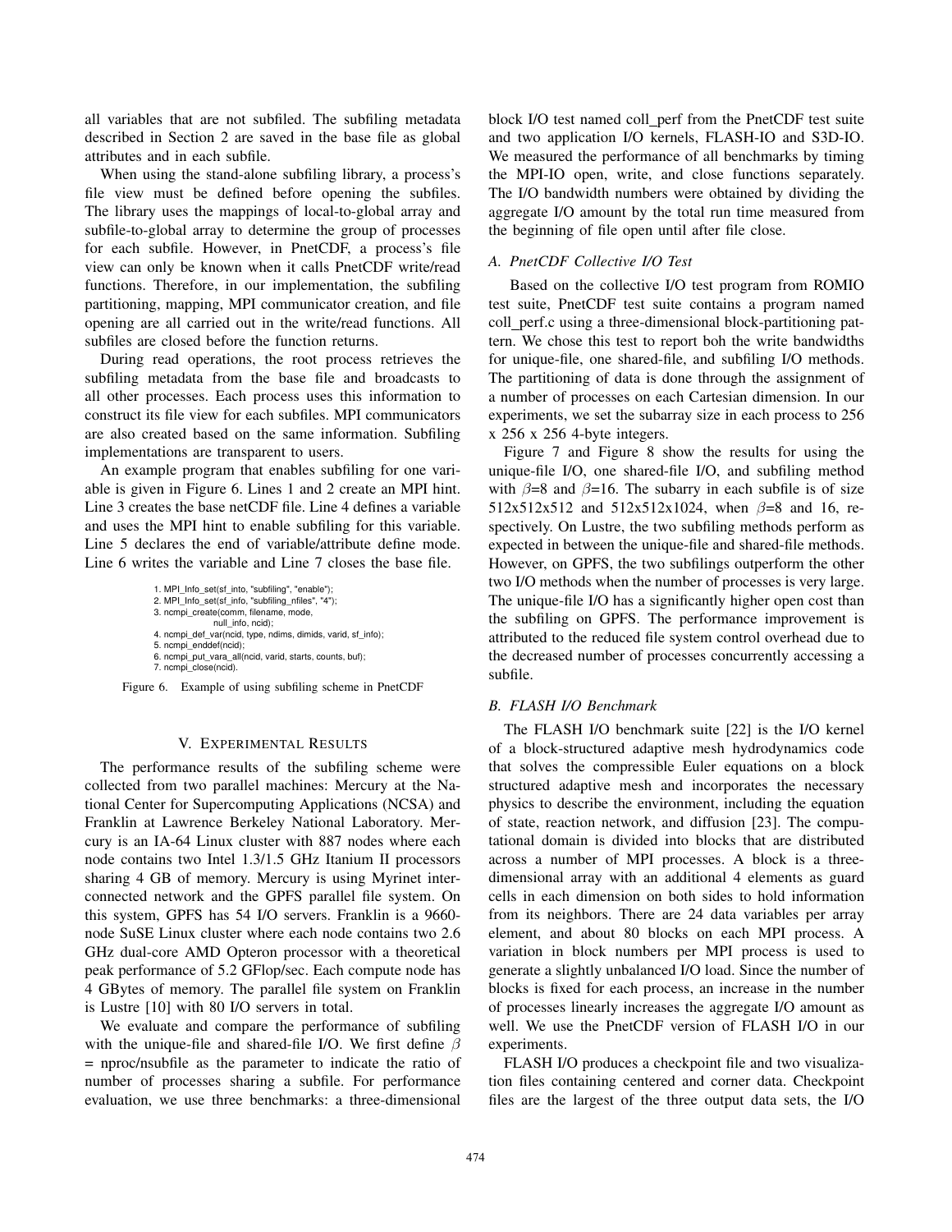all variables that are not subfiled. The subfiling metadata described in Section 2 are saved in the base file as global attributes and in each subfile.

When using the stand-alone subfiling library, a process's file view must be defined before opening the subfiles. The library uses the mappings of local-to-global array and subfile-to-global array to determine the group of processes for each subfile. However, in PnetCDF, a process's file view can only be known when it calls PnetCDF write/read functions. Therefore, in our implementation, the subfiling partitioning, mapping, MPI communicator creation, and file opening are all carried out in the write/read functions. All subfiles are closed before the function returns.

During read operations, the root process retrieves the subfiling metadata from the base file and broadcasts to all other processes. Each process uses this information to construct its file view for each subfiles. MPI communicators are also created based on the same information. Subfiling implementations are transparent to users.

An example program that enables subfiling for one variable is given in Figure 6. Lines 1 and 2 create an MPI hint. Line 3 creates the base netCDF file. Line 4 defines a variable and uses the MPI hint to enable subfiling for this variable. Line 5 declares the end of variable/attribute define mode. Line 6 writes the variable and Line 7 closes the base file.

```
1. MPI_Info_set(sf_into, "subfiling", "enable");
2. MPI_Info_set(sf_info, "subfiling_nfiles", "4");
3. ncmpi_create(comm, filename, mode,
              null_info, ncid);
4. ncmpi_def_var(ncid, type, ndims, dimids, varid, sf_info);
5. ncmpi_enddef(ncid);
6. ncmpi_put_vara_all(ncid, varid, starts, counts, buf);
7. ncmpi_close(ncid).
```

Figure 6. Example of using subfiling scheme in PnetCDF

## V. Experimental Results

The performance results of the subfiling scheme were collected from two parallel machines: Mercury at the National Center for Supercomputing Applications (NCSA) and Franklin at Lawrence Berkeley National Laboratory. Mercury is an IA-64 Linux cluster with 887 nodes where each node contains two Intel 1.3/1.5 GHz Itanium II processors sharing 4 GB of memory. Mercury is using Myrinet interconnected network and the GPFS parallel file system. On this system, GPFS has 54 I/O servers. Franklin is a 9660-node SuSE Linux cluster where each node contains two 2.6 GHz dual-core AMD Opteron processor with a theoretical peak performance of 5.2 GFlop/sec. Each compute node has 4 GBytes of memory. The parallel file system on Franklin is Lustre [10] with 80 I/O servers in total.

We evaluate and compare the performance of subfiling with the unique-file and shared-file I/O. We first define $\beta$ = nproc/nsubfile as the parameter to indicate the ratio of number of processes sharing a subfile. For performance evaluation, we use three benchmarks: a three-dimensional block I/O test named coll_perf from the PnetCDF test suite and two application I/O kernels, FLASH-IO and S3D-IO. We measured the performance of all benchmarks by timing the MPI-IO open, write, and close functions separately. The I/O bandwidth numbers were obtained by dividing the aggregate I/O amount by the total run time measured from the beginning of file open until after file close.

### A. PnetCDF Collective I/O Test

Based on the collective I/O test program from ROMIO test suite, PnetCDF test suite contains a program named coll_perf.c using a three-dimensional block-partitioning pattern. We chose this test to report boh the write bandwidths for unique-file, one shared-file, and subfiling I/O methods. The partitioning of data is done through the assignment of a number of processes on each Cartesian dimension. In our experiments, we set the subarray size in each process to 256 x 256 x 256 4-byte integers.

Figure 7 and Figure 8 show the results for using the unique-file I/O, one shared-file I/O, and subfiling method with $\beta$=8 and $\beta$=16. The subarry in each subfile is of size 512x512x512 and 512x512x1024, when $\beta$=8 and 16, respectively. On Lustre, the two subfiling methods perform as expected in between the unique-file and shared-file methods. However, on GPFS, the two subfilings outperform the other two I/O methods when the number of processes is very large. The unique-file I/O has a significantly higher open cost than the subfiling on GPFS. The performance improvement is attributed to the reduced file system control overhead due to the decreased number of processes concurrently accessing a subfile.

### B. FLASH I/O Benchmark

The FLASH I/O benchmark suite [22] is the I/O kernel of a block-structured adaptive mesh hydrodynamics code that solves the compressible Euler equations on a block structured adaptive mesh and incorporates the necessary physics to describe the environment, including the equation of state, reaction network, and diffusion [23]. The computational domain is divided into blocks that are distributed across a number of MPI processes. A block is a three-dimensional array with an additional 4 elements as guard cells in each dimension on both sides to hold information from its neighbors. There are 24 data variables per array element, and about 80 blocks on each MPI process. A variation in block numbers per MPI process is used to generate a slightly unbalanced I/O load. Since the number of blocks is fixed for each process, an increase in the number of processes linearly increases the aggregate I/O amount as well. We use the PnetCDF version of FLASH I/O in our experiments.

FLASH I/O produces a checkpoint file and two visualization files containing centered and corner data. Checkpoint files are the largest of the three output data sets, the I/O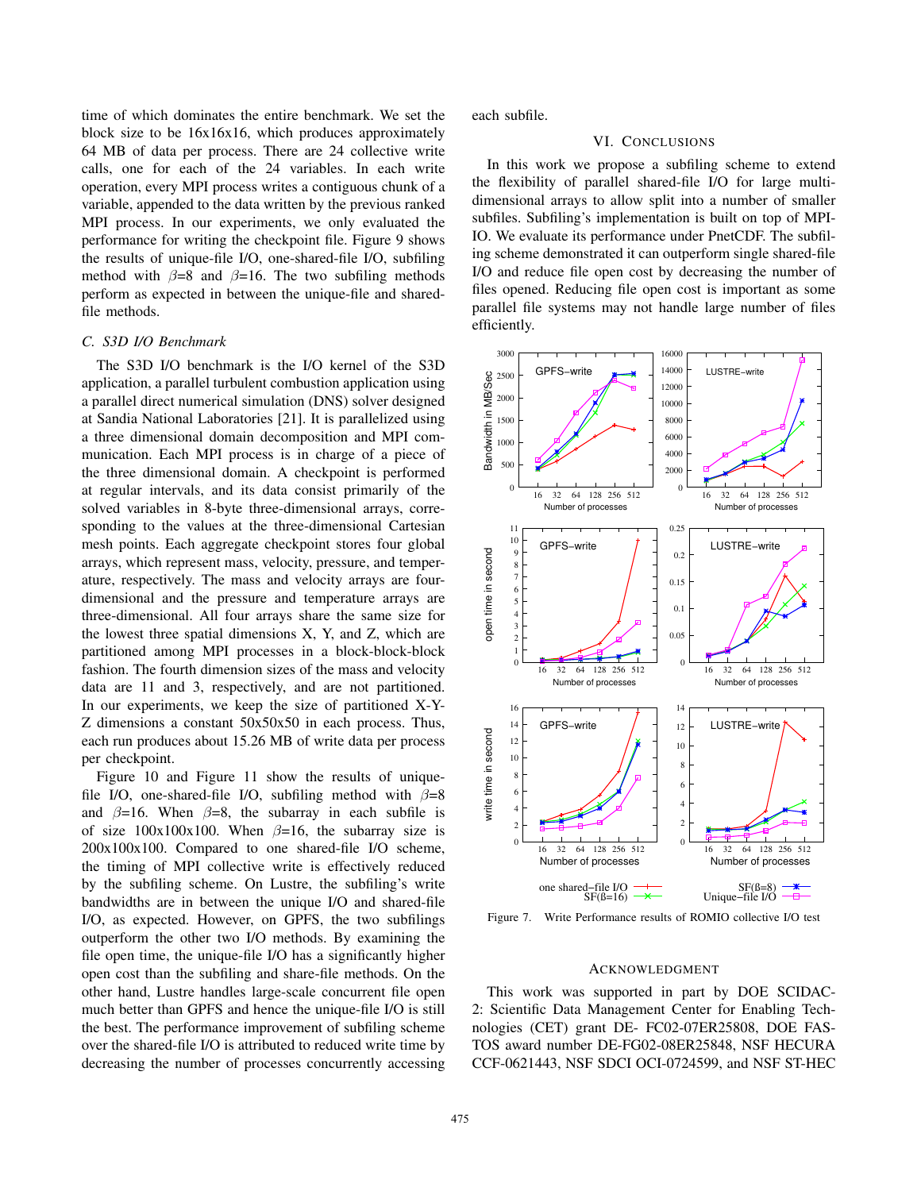time of which dominates the entire benchmark. We set the block size to be 16x16x16, which produces approximately 64 MB of data per process. There are 24 collective write calls, one for each of the 24 variables. In each write operation, every MPI process writes a contiguous chunk of a variable, appended to the data written by the previous ranked MPI process. In our experiments, we only evaluated the performance for writing the checkpoint file. Figure 9 shows the results of unique-file I/O, one-shared-file I/O, subfiling method with $\beta$=8 and $\beta$=16. The two subfiling methods perform as expected in between the unique-file and shared-file methods.

### C. S3D I/O Benchmark

The S3D I/O benchmark is the I/O kernel of the S3D application, a parallel turbulent combustion application using a parallel direct numerical simulation (DNS) solver designed at Sandia National Laboratories [21]. It is parallelized using a three dimensional domain decomposition and MPI communication. Each MPI process is in charge of a piece of the three dimensional domain. A checkpoint is performed at regular intervals, and its data consist primarily of the solved variables in 8-byte three-dimensional arrays, corresponding to the values at the three-dimensional Cartesian mesh points. Each aggregate checkpoint stores four global arrays, which represent mass, velocity, pressure, and temperature, respectively. The mass and velocity arrays are four-dimensional and the pressure and temperature arrays are three-dimensional. All four arrays share the same size for the lowest three spatial dimensions X, Y, and Z, which are partitioned among MPI processes in a block-block-block fashion. The fourth dimension sizes of the mass and velocity data are 11 and 3, respectively, and are not partitioned. In our experiments, we keep the size of partitioned X-Y-Z dimensions a constant 50x50x50 in each process. Thus, each run produces about 15.26 MB of write data per process per checkpoint.

Figure 10 and Figure 11 show the results of unique-file I/O, one-shared-file I/O, subfiling method with $\beta$=8 and $\beta$=16. When $\beta$=8, the subarray in each subfile is of size 100x100x100. When $\beta$=16, the subarray size is 200x100x100. Compared to one shared-file I/O scheme, the timing of MPI collective write is effectively reduced by the subfiling scheme. On Lustre, the subfiling's write bandwidths are in between the unique I/O and shared-file I/O, as expected. However, on GPFS, the two subfilings outperform the other two I/O methods. By examining the file open time, the unique-file I/O has a significantly higher open cost than the subfiling and share-file methods. On the other hand, Lustre handles large-scale concurrent file open much better than GPFS and hence the unique-file I/O is still the best. The performance improvement of subfiling scheme over the shared-file I/O is attributed to reduced write time by decreasing the number of processes concurrently accessing each subfile.

## VI. Conclusions

In this work we propose a subfiling scheme to extend the flexibility of parallel shared-file I/O for large multi-dimensional arrays to allow split into a number of smaller subfiles. Subfiling's implementation is built on top of MPI-IO. We evaluate its performance under PnetCDF. The subfiling scheme demonstrated it can outperform single shared-file I/O and reduce file open cost by decreasing the number of files opened. Reducing file open cost is important as some parallel file systems may not handle large number of files efficiently.

Figure 7. Write Performance results of ROMIO collective I/O test

## Acknowledgment

This work was supported in part by DOE SCIDAC-2: Scientific Data Management Center for Enabling Technologies (CET) grant DE- FC02-07ER25808, DOE FASTOS award number DE-FG02-08ER25848, NSF HECURA CCF-0621443, NSF SDCI OCI-0724599, and NSF ST-HEC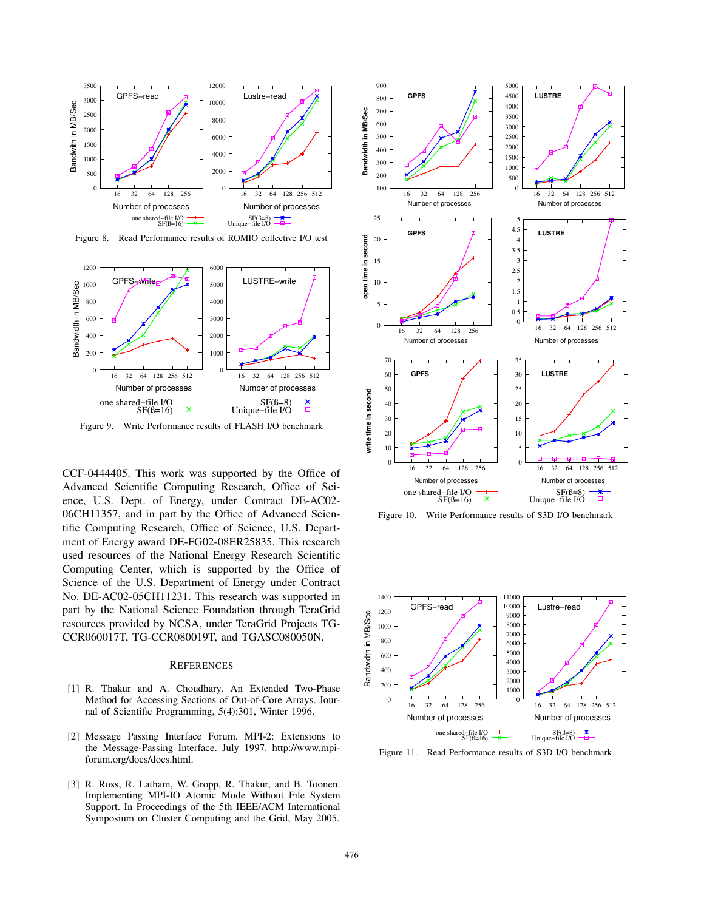Figure 8. Read Performance results of ROMIO collective I/O test

Figure 9. Write Performance results of FLASH I/O benchmark

CCF-0444405. This work was supported by the Office of Advanced Scientific Computing Research, Office of Science, U.S. Dept. of Energy, under Contract DE-AC02-06CH11357, and in part by the Office of Advanced Scientific Computing Research, Office of Science, U.S. Department of Energy award DE-FG02-08ER25835. This research used resources of the National Energy Research Scientific Computing Center, which is supported by the Office of Science of the U.S. Department of Energy under Contract No. DE-AC02-05CH11231. This research was supported in part by the National Science Foundation through TeraGrid resources provided by NCSA, under TeraGrid Projects TG-CCR060017T, TG-CCR080019T, and TGASC080050N.

## References

[1] R. Thakur and A. Choudhary. An Extended Two-Phase Method for Accessing Sections of Out-of-Core Arrays. Journal of Scientific Programming, 5(4):301, Winter 1996.

[2] Message Passing Interface Forum. MPI-2: Extensions to the Message-Passing Interface. July 1997. http://www.mpi-forum.org/docs/docs.html.

[3] R. Ross, R. Latham, W. Gropp, R. Thakur, and B. Toonen. Implementing MPI-IO Atomic Mode Without File System Support. In Proceedings of the 5th IEEE/ACM International Symposium on Cluster Computing and the Grid, May 2005.

Figure 10. Write Performance results of S3D I/O benchmark

Figure 11. Read Performance results of S3D I/O benchmark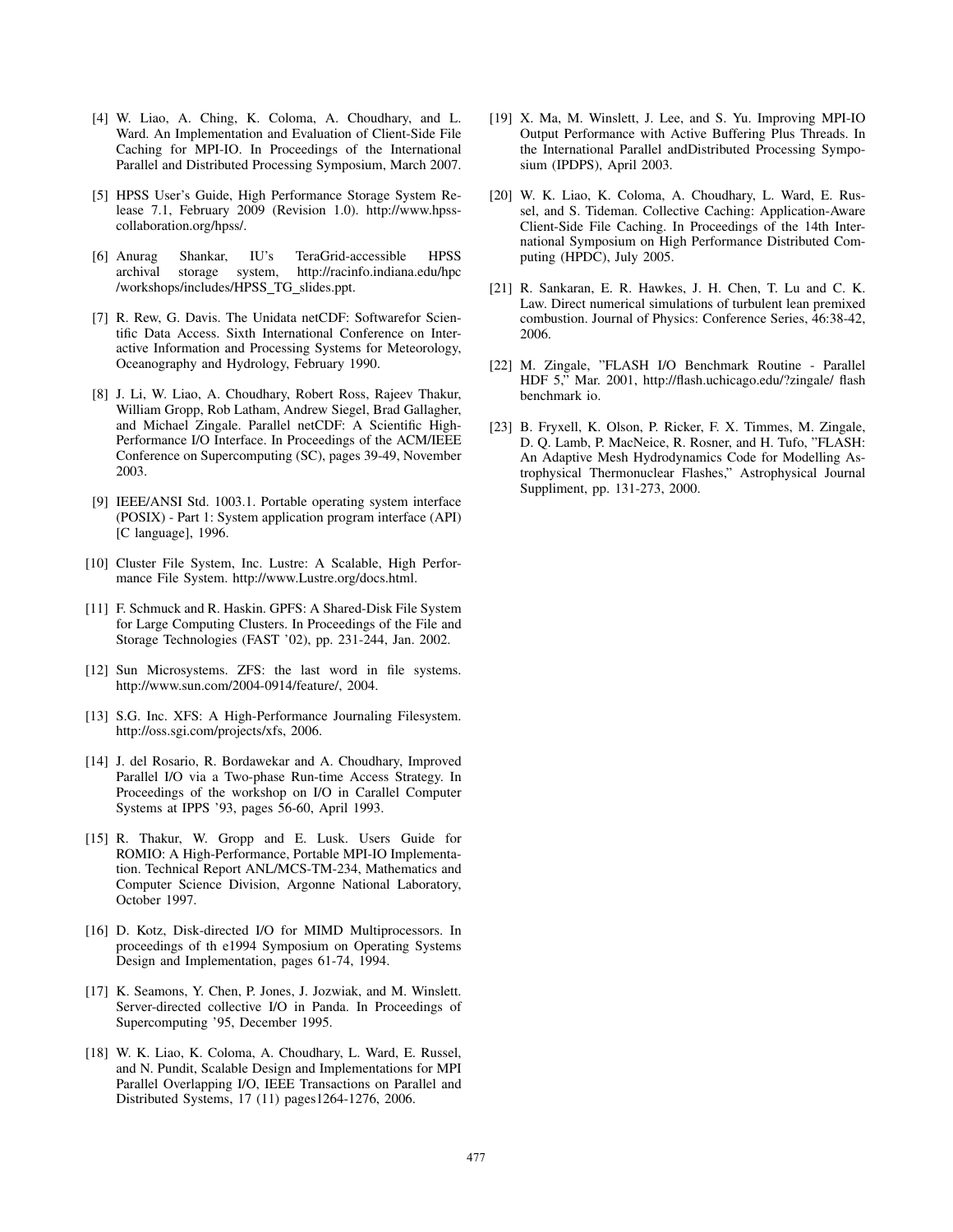[4] W. Liao, A. Ching, K. Coloma, A. Choudhary, and L. Ward. An Implementation and Evaluation of Client-Side File Caching for MPI-IO. In Proceedings of the International Parallel and Distributed Processing Symposium, March 2007.

[5] HPSS User's Guide, High Performance Storage System Release 7.1, February 2009 (Revision 1.0). http://www.hpss-collaboration.org/hpss/.

[6] Anurag Shankar, IU's TeraGrid-accessible HPSS archival storage system, http://racinfo.indiana.edu/hpc /workshops/includes/HPSS_TG_slides.ppt.

[7] R. Rew, G. Davis. The Unidata netCDF: Softwarefor Scientific Data Access. Sixth International Conference on Interactive Information and Processing Systems for Meteorology, Oceanography and Hydrology, February 1990.

[8] J. Li, W. Liao, A. Choudhary, Robert Ross, Rajeev Thakur, William Gropp, Rob Latham, Andrew Siegel, Brad Gallagher, and Michael Zingale. Parallel netCDF: A Scientific High-Performance I/O Interface. In Proceedings of the ACM/IEEE Conference on Supercomputing (SC), pages 39-49, November 2003.

[9] IEEE/ANSI Std. 1003.1. Portable operating system interface (POSIX) - Part 1: System application program interface (API) [C language], 1996.

[10] Cluster File System, Inc. Lustre: A Scalable, High Performance File System. http://www.Lustre.org/docs.html.

[11] F. Schmuck and R. Haskin. GPFS: A Shared-Disk File System for Large Computing Clusters. In Proceedings of the File and Storage Technologies (FAST '02), pp. 231-244, Jan. 2002.

[12] Sun Microsystems. ZFS: the last word in file systems. http://www.sun.com/2004-0914/feature/, 2004.

[13] S.G. Inc. XFS: A High-Performance Journaling Filesystem. http://oss.sgi.com/projects/xfs, 2006.

[14] J. del Rosario, R. Bordawekar and A. Choudhary, Improved Parallel I/O via a Two-phase Run-time Access Strategy. In Proceedings of the workshop on I/O in Carallel Computer Systems at IPPS '93, pages 56-60, April 1993.

[15] R. Thakur, W. Gropp and E. Lusk. Users Guide for ROMIO: A High-Performance, Portable MPI-IO Implementation. Technical Report ANL/MCS-TM-234, Mathematics and Computer Science Division, Argonne National Laboratory, October 1997.

[16] D. Kotz, Disk-directed I/O for MIMD Multiprocessors. In proceedings of th e1994 Symposium on Operating Systems Design and Implementation, pages 61-74, 1994.

[17] K. Seamons, Y. Chen, P. Jones, J. Jozwiak, and M. Winslett. Server-directed collective I/O in Panda. In Proceedings of Supercomputing '95, December 1995.

[18] W. K. Liao, K. Coloma, A. Choudhary, L. Ward, E. Russel, and N. Pundit, Scalable Design and Implementations for MPI Parallel Overlapping I/O, IEEE Transactions on Parallel and Distributed Systems, 17 (11) pages1264-1276, 2006.

[19] X. Ma, M. Winslett, J. Lee, and S. Yu. Improving MPI-IO Output Performance with Active Buffering Plus Threads. In the International Parallel andDistributed Processing Symposium (IPDPS), April 2003.

[20] W. K. Liao, K. Coloma, A. Choudhary, L. Ward, E. Russel, and S. Tideman. Collective Caching: Application-Aware Client-Side File Caching. In Proceedings of the 14th International Symposium on High Performance Distributed Computing (HPDC), July 2005.

[21] R. Sankaran, E. R. Hawkes, J. H. Chen, T. Lu and C. K. Law. Direct numerical simulations of turbulent lean premixed combustion. Journal of Physics: Conference Series, 46:38-42, 2006.

[22] M. Zingale, "FLASH I/O Benchmark Routine - Parallel HDF 5," Mar. 2001, http://flash.uchicago.edu/?zingale/ flash benchmark io.

[23] B. Fryxell, K. Olson, P. Ricker, F. X. Timmes, M. Zingale, D. Q. Lamb, P. MacNeice, R. Rosner, and H. Tufo, "FLASH: An Adaptive Mesh Hydrodynamics Code for Modelling Astrophysical Thermonuclear Flashes," Astrophysical Journal Suppliment, pp. 131-273, 2000.